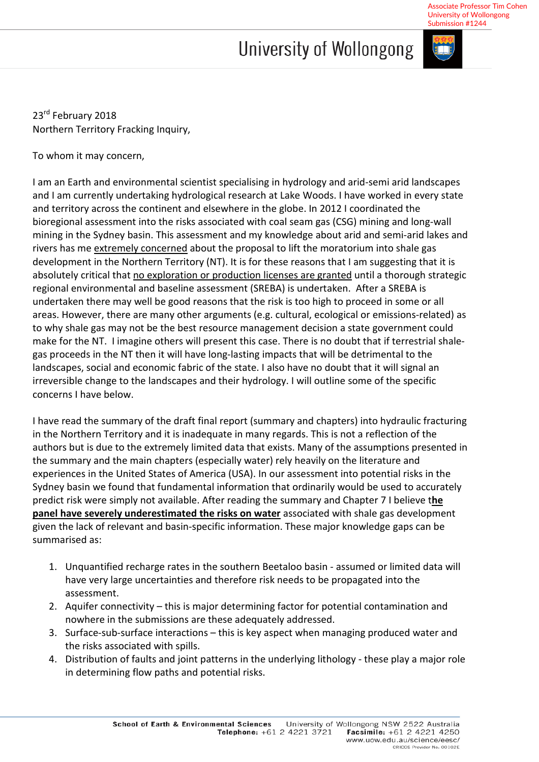Associate Professor Tim Cohen
University of Wollongong
Submission #1244

University of Wollongong

23rd February 2018
Northern Territory Fracking Inquiry,

To whom it may concern,

I am an Earth and environmental scientist specialising in hydrology and arid-semi arid landscapes and I am currently undertaking hydrological research at Lake Woods. I have worked in every state and territory across the continent and elsewhere in the globe. In 2012 I coordinated the bioregional assessment into the risks associated with coal seam gas (CSG) mining and long-wall mining in the Sydney basin. This assessment and my knowledge about arid and semi-arid lakes and rivers has me <u>extremely concerned</u> about the proposal to lift the moratorium into shale gas development in the Northern Territory (NT). It is for these reasons that I am suggesting that it is absolutely critical that <u>no exploration or production licenses are granted</u> until a thorough strategic regional environmental and baseline assessment (SREBA) is undertaken. After a SREBA is undertaken there may well be good reasons that the risk is too high to proceed in some or all areas. However, there are many other arguments (e.g. cultural, ecological or emissions-related) as to why shale gas may not be the best resource management decision a state government could make for the NT. I imagine others will present this case. There is no doubt that if terrestrial shale-gas proceeds in the NT then it will have long-lasting impacts that will be detrimental to the landscapes, social and economic fabric of the state. I also have no doubt that it will signal an irreversible change to the landscapes and their hydrology. I will outline some of the specific concerns I have below.

I have read the summary of the draft final report (summary and chapters) into hydraulic fracturing in the Northern Territory and it is inadequate in many regards. This is not a reflection of the authors but is due to the extremely limited data that exists. Many of the assumptions presented in the summary and the main chapters (especially water) rely heavily on the literature and experiences in the United States of America (USA). In our assessment into potential risks in the Sydney basin we found that fundamental information that ordinarily would be used to accurately predict risk were simply not available. After reading the summary and Chapter 7 I believe t**<u>he panel have severely underestimated the risks on water</u>** associated with shale gas development given the lack of relevant and basin-specific information. These major knowledge gaps can be summarised as:

1. Unquantified recharge rates in the southern Beetaloo basin - assumed or limited data will have very large uncertainties and therefore risk needs to be propagated into the assessment.
2. Aquifer connectivity – this is major determining factor for potential contamination and nowhere in the submissions are these adequately addressed.
3. Surface-sub-surface interactions – this is key aspect when managing produced water and the risks associated with spills.
4. Distribution of faults and joint patterns in the underlying lithology - these play a major role in determining flow paths and potential risks.

School of Earth & Environmental Sciences University of Wollongong NSW 2522 Australia
**Telephone:** +61 2 4221 3721 **Facsimile:** +61 2 4221 4250
www.uow.edu.au/science/eesc/
CRICOS Provider No. 00102E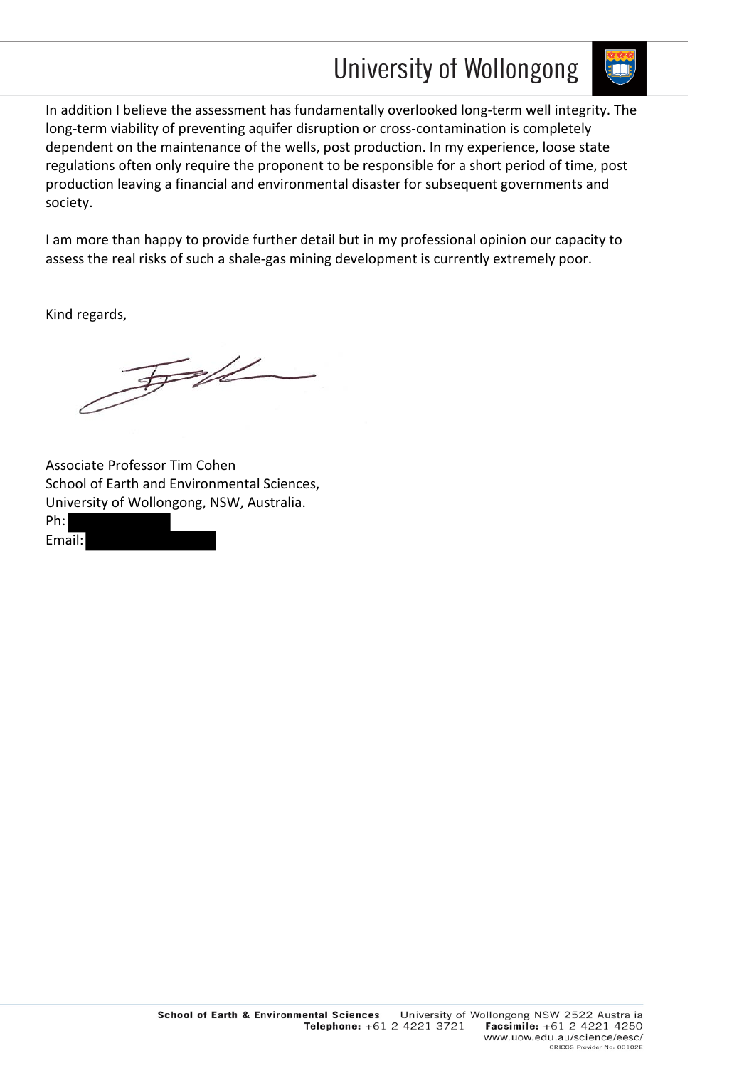In addition I believe the assessment has fundamentally overlooked long-term well integrity. The long-term viability of preventing aquifer disruption or cross-contamination is completely dependent on the maintenance of the wells, post production. In my experience, loose state regulations often only require the proponent to be responsible for a short period of time, post production leaving a financial and environmental disaster for subsequent governments and society.

I am more than happy to provide further detail but in my professional opinion our capacity to assess the real risks of such a shale-gas mining development is currently extremely poor.

Kind regards,

Associate Professor Tim Cohen
School of Earth and Environmental Sciences,
University of Wollongong, NSW, Australia.
Ph:
Email: